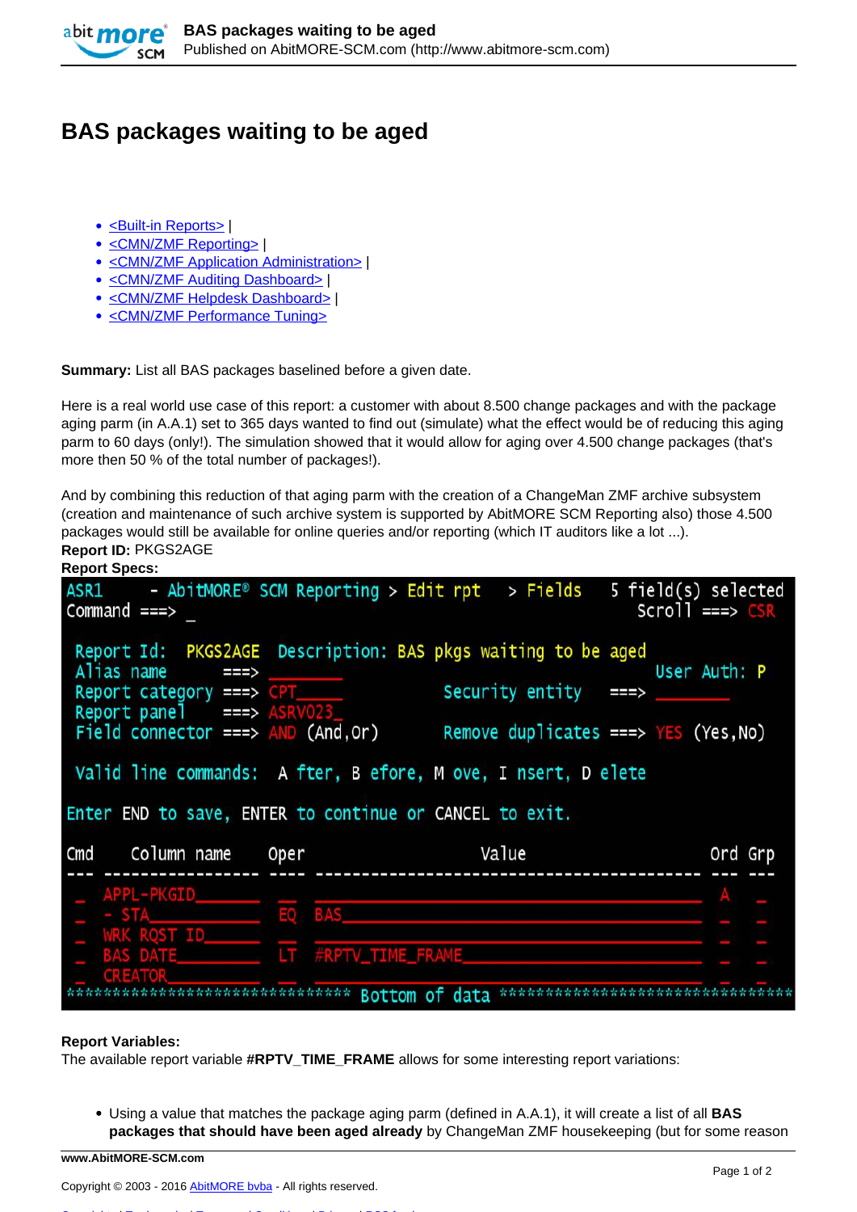# BAS packages waiting to be aged

- <Built-in Reports> |
- <CMN/ZMF Reporting> |
- <CMN/ZMF Application Administration> |
- <CMN/ZMF Auditing Dashboard> |
- <CMN/ZMF Helpdesk Dashboard> |
- <CMN/ZMF Performance Tuning>

**Summary:** List all BAS packages baselined before a given date.

Here is a real world use case of this report: a customer with about 8.500 change packages and with the package aging parm (in A.A.1) set to 365 days wanted to find out (simulate) what the effect would be of reducing this aging parm to 60 days (only!). The simulation showed that it would allow for aging over 4.500 change packages (that's more then 50 % of the total number of packages!).

And by combining this reduction of that aging parm with the creation of a ChangeMan ZMF archive subsystem (creation and maintenance of such archive system is supported by AbitMORE SCM Reporting also) those 4.500 packages would still be available for online queries and/or reporting (which IT auditors like a lot ...).

**Report ID:** PKGS2AGE

**Report Specs:**

```
ASR1      - AbitMORE® SCM Reporting > Edit rpt   > Fields    5 field(s) selected
Command ===> _                                                 Scroll ===> CSR

 Report Id:  PKGS2AGE  Description: BAS pkgs waiting to be aged
 Alias name        ===> ________                         User Auth: P
 Report category ===> CPT_____             Security entity    ===> ________
 Report panel     ===> ASRV023_
 Field connector ===> AND (And,Or)         Remove duplicates ===> YES (Yes,No)

 Valid line commands:  A fter, B efore, M ove, I nsert, D elete

Enter END to save, ENTER to continue or CANCEL to exit.

Cmd    Column name    Oper                  Value                        Ord Grp
--- ---------------- ---- ---------------------------------------- --- ---
 _   APPL-PKGID_______ __  ________________________________________  A   _
 _   - STA____________ EQ  BAS_____________________________________  _   _
 _   WRK RQST ID______ __  ________________________________________  _   _
 _   BAS DATE_________ LT  #RPTV_TIME_FRAME________________________  _   _
 _   CREATOR__________ __  ________________________________________  _   _
******************************** Bottom of data ********************************
```

**Report Variables:**

The available report variable **#RPTV_TIME_FRAME** allows for some interesting report variations:

- Using a value that matches the package aging parm (defined in A.A.1), it will create a list of all **BAS packages that should have been aged already** by ChangeMan ZMF housekeeping (but for some reason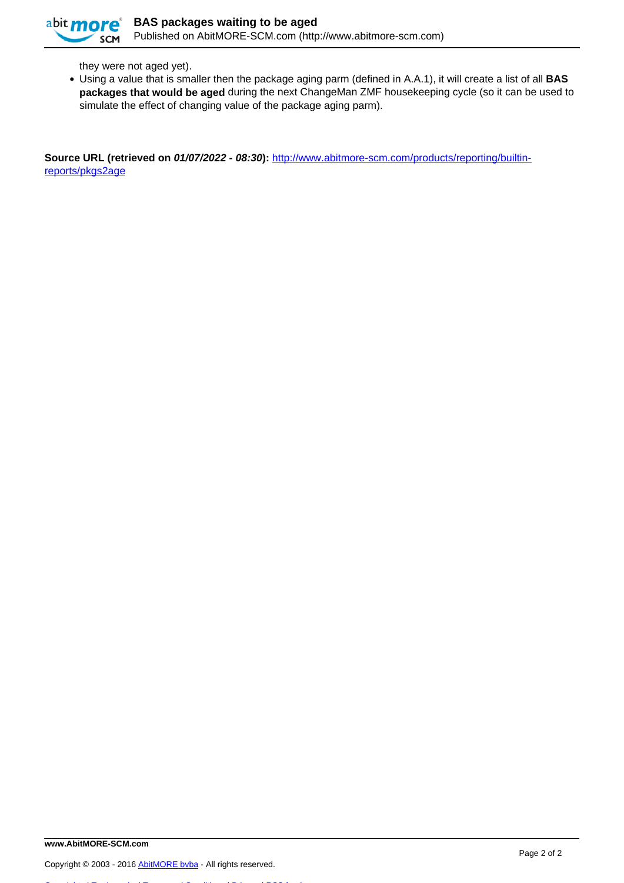they were not aged yet).

- Using a value that is smaller then the package aging parm (defined in A.A.1), it will create a list of all **BAS packages that would be aged** during the next ChangeMan ZMF housekeeping cycle (so it can be used to simulate the effect of changing value of the package aging parm).

**Source URL (retrieved on *01/07/2022 - 08:30*):** [http://www.abitmore-scm.com/products/reporting/builtin-reports/pkgs2age](http://www.abitmore-scm.com/products/reporting/builtin-reports/pkgs2age)